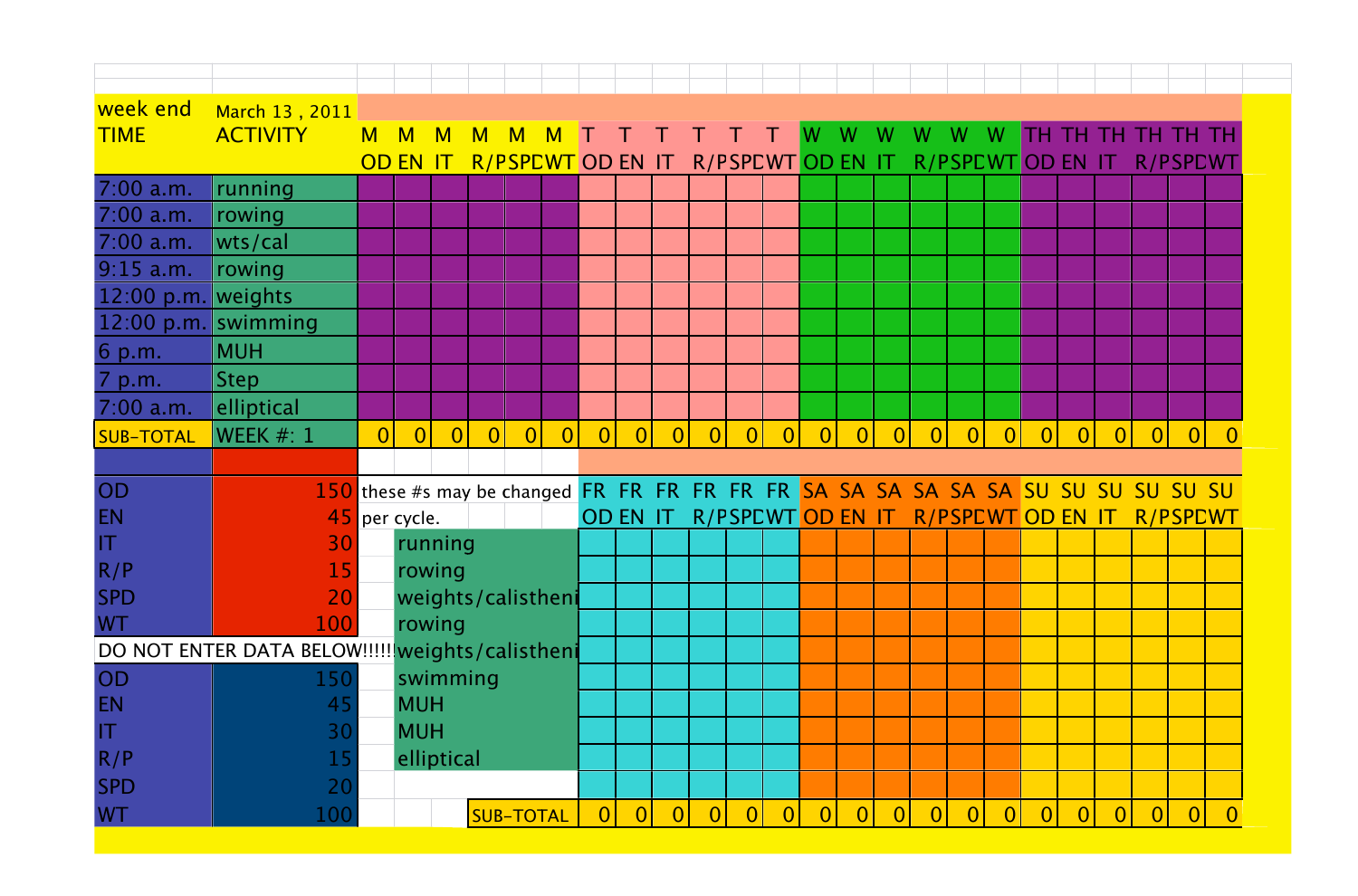| week end | March 13 , 2011 | | | | | | | | | | | | | | | | | | | | | | | | |
|---|---|---|---|---|---|---|---|---|---|---|---|---|---|---|---|---|---|---|---|---|---|---|---|---|---|
| TIME | ACTIVITY | M | M | M | M | M | M | T | T | T | T | T | T | W | W | W | W | W | W | TH | TH | TH | TH | TH | TH |
| | | OD | EN | IT | R/P | SPD | WT | OD | EN | IT | R/P | SPD | WT | OD | EN | IT | R/P | SPD | WT | OD | EN | IT | R/P | SPD | WT |
| 7:00 a.m. | running | | | | | | | | | | | | | | | | | | | | | | | | |
| 7:00 a.m. | rowing | | | | | | | | | | | | | | | | | | | | | | | | |
| 7:00 a.m. | wts/cal | | | | | | | | | | | | | | | | | | | | | | | | |
| 9:15 a.m. | rowing | | | | | | | | | | | | | | | | | | | | | | | | |
| 12:00 p.m. | weights | | | | | | | | | | | | | | | | | | | | | | | | |
| 12:00 p.m. | swimming | | | | | | | | | | | | | | | | | | | | | | | | |
| 6 p.m. | MUH | | | | | | | | | | | | | | | | | | | | | | | | |
| 7 p.m. | Step | | | | | | | | | | | | | | | | | | | | | | | | |
| 7:00 a.m. | elliptical | | | | | | | | | | | | | | | | | | | | | | | | |
| SUB-TOTAL | WEEK #: 1 | 0 | 0 | 0 | 0 | 0 | 0 | 0 | 0 | 0 | 0 | 0 | 0 | 0 | 0 | 0 | 0 | 0 | 0 | 0 | 0 | 0 | 0 | 0 | 0 |

| | | | | FR | FR | FR | FR | FR | FR | SA | SA | SA | SA | SA | SA | SU | SU | SU | SU | SU | SU |
|---|---|---|---|---|---|---|---|---|---|---|---|---|---|---|---|---|---|---|---|---|---|
| | | | | OD | EN | IT | R/P | SPD | WT | OD | EN | IT | R/P | SPD | WT | OD | EN | IT | R/P | SPD | WT |
| OD | 150 | these #s may be changed per cycle. | running | | | | | | | | | | | | | | | | | | |
| EN | 45 | | rowing | | | | | | | | | | | | | | | | | | |
| IT | 30 | | weights/calistheni | | | | | | | | | | | | | | | | | | |
| R/P | 15 | | rowing | | | | | | | | | | | | | | | | | | |
| SPD | 20 | | weights/calistheni | | | | | | | | | | | | | | | | | | |
| WT | 100 | | swimming | | | | | | | | | | | | | | | | | | |
| DO NOT ENTER DATA BELOW!!!!! | | | MUH | | | | | | | | | | | | | | | | | | |
| OD | 150 | | MUH | | | | | | | | | | | | | | | | | | |
| EN | 45 | | elliptical | | | | | | | | | | | | | | | | | | |
| IT | 30 | | | | | | | | | | | | | | | | | | | | |
| R/P | 15 | | | | | | | | | | | | | | | | | | | | |
| SPD | 20 | | | | | | | | | | | | | | | | | | | | |
| WT | 100 | | SUB-TOTAL | 0 | 0 | 0 | 0 | 0 | 0 | 0 | 0 | 0 | 0 | 0 | 0 | 0 | 0 | 0 | 0 | 0 | 0 |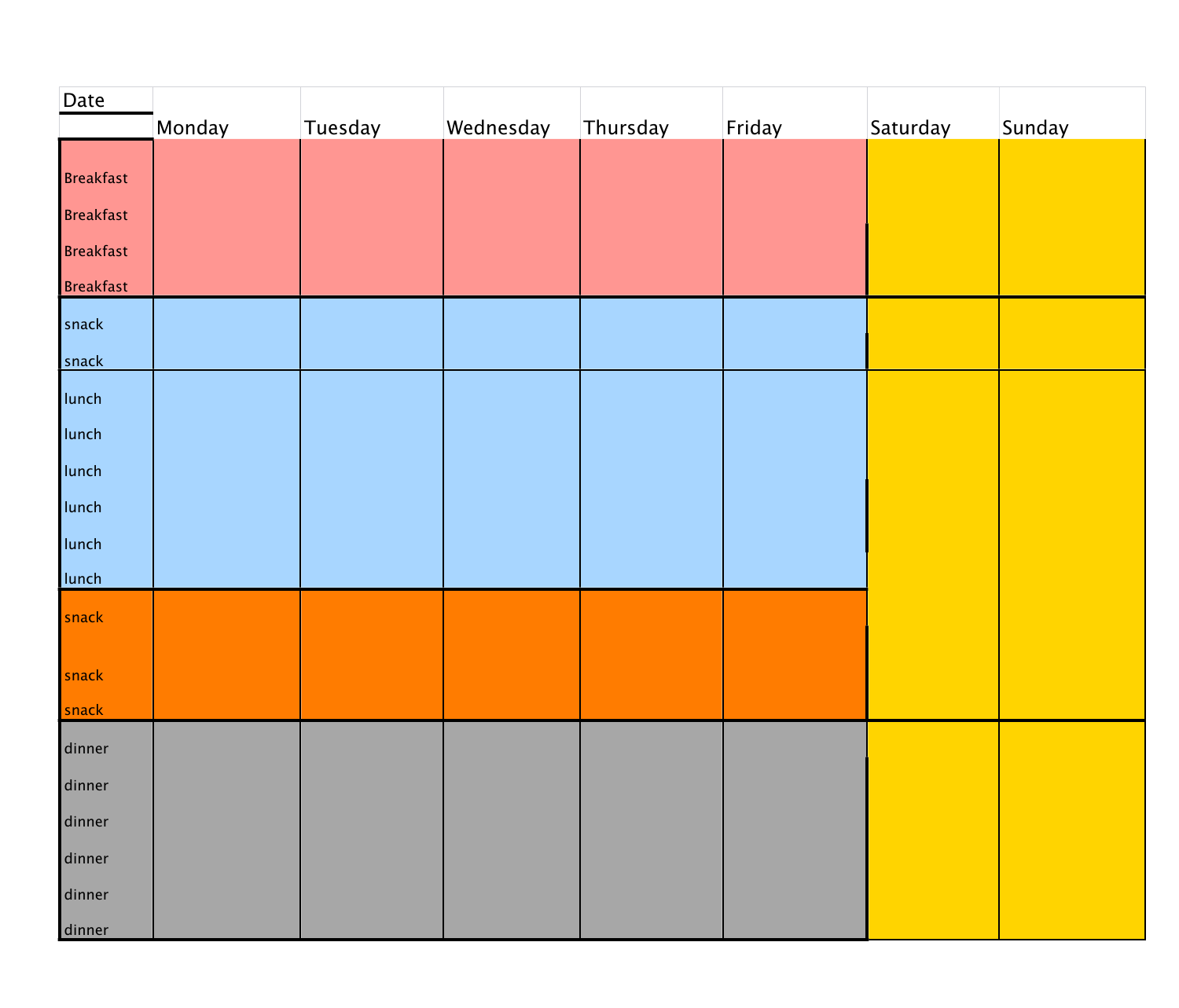| Date | Monday | Tuesday | Wednesday | Thursday | Friday | Saturday | Sunday |
|---|---|---|---|---|---|---|---|
| Breakfast | | | | | | | |
| Breakfast | | | | | | | |
| Breakfast | | | | | | | |
| Breakfast | | | | | | | |
| snack | | | | | | | |
| snack | | | | | | | |
| lunch | | | | | | | |
| lunch | | | | | | | |
| lunch | | | | | | | |
| lunch | | | | | | | |
| lunch | | | | | | | |
| lunch | | | | | | | |
| snack | | | | | | | |
| snack | | | | | | | |
| snack | | | | | | | |
| dinner | | | | | | | |
| dinner | | | | | | | |
| dinner | | | | | | | |
| dinner | | | | | | | |
| dinner | | | | | | | |
| dinner | | | | | | | |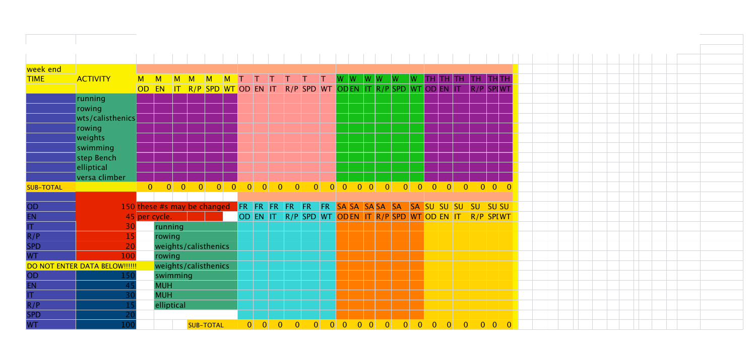| | | | | | | | | | | | | | | | | | | | | | | | | | |
|---|---|---|---|---|---|---|---|---|---|---|---|---|---|---|---|---|---|---|---|---|---|---|---|---|---|
| week end | | | | | | | | | | | | | | | | | | | | | | | | | |
| TIME | ACTIVITY | M | M | M | M | M | M | T | T | T | T | T | T | W | W | W | W | W | W | TH | TH | TH | TH | TH | TH |
| | | OD | EN | IT | R/P | SPD | WT | OD | EN | IT | R/P | SPD | WT | OD | EN | IT | R/P | SPD | WT | OD | EN | IT | R/P | SPD | WT |
| | running | | | | | | | | | | | | | | | | | | | | | | | | |
| | rowing | | | | | | | | | | | | | | | | | | | | | | | | |
| | wts/calisthenics | | | | | | | | | | | | | | | | | | | | | | | | |
| | rowing | | | | | | | | | | | | | | | | | | | | | | | | |
| | weights | | | | | | | | | | | | | | | | | | | | | | | | |
| | swimming | | | | | | | | | | | | | | | | | | | | | | | | |
| | step Bench | | | | | | | | | | | | | | | | | | | | | | | | |
| | elliptical | | | | | | | | | | | | | | | | | | | | | | | | |
| | versa climber | | | | | | | | | | | | | | | | | | | | | | | | |
| SUB-TOTAL | | 0 | 0 | 0 | 0 | 0 | 0 | 0 | 0 | 0 | 0 | 0 | 0 | 0 | 0 | 0 | 0 | 0 | 0 | 0 | 0 | 0 | 0 | 0 | 0 |

| | | | | | | | | | | | | | | | | | | | | | | | |
|---|---|---|---|---|---|---|---|---|---|---|---|---|---|---|---|---|---|---|---|---|---|---|---|
| OD | 150 | these #s may be changed | | FR | FR | FR | FR | FR | FR | SA | SA | SA | SA | SA | SA | SU | SU | SU | SU | SU | SU |
| EN | 45 | per cycle. | | OD | EN | IT | R/P | SPD | WT | OD | EN | IT | R/P | SPD | WT | OD | EN | IT | R/P | SPD | WT |
| IT | 30 | | running | | | | | | | | | | | | | | | | | | |
| R/P | 15 | | rowing | | | | | | | | | | | | | | | | | | |
| SPD | 20 | | weights/calisthenics | | | | | | | | | | | | | | | | | | |
| WT | 100 | | rowing | | | | | | | | | | | | | | | | | | |
| DO NOT ENTER DATA BELOW!!!!!! | | | weights/calisthenics | | | | | | | | | | | | | | | | | | |
| OD | 150 | | swimming | | | | | | | | | | | | | | | | | | |
| EN | 45 | | MUH | | | | | | | | | | | | | | | | | | |
| IT | 30 | | MUH | | | | | | | | | | | | | | | | | | |
| R/P | 15 | | elliptical | | | | | | | | | | | | | | | | | | |
| SPD | 20 | | | | | | | | | | | | | | | | | | | | |
| WT | 100 | | SUB-TOTAL | 0 | 0 | 0 | 0 | 0 | 0 | 0 | 0 | 0 | 0 | 0 | 0 | 0 | 0 | 0 | 0 | 0 | 0 |